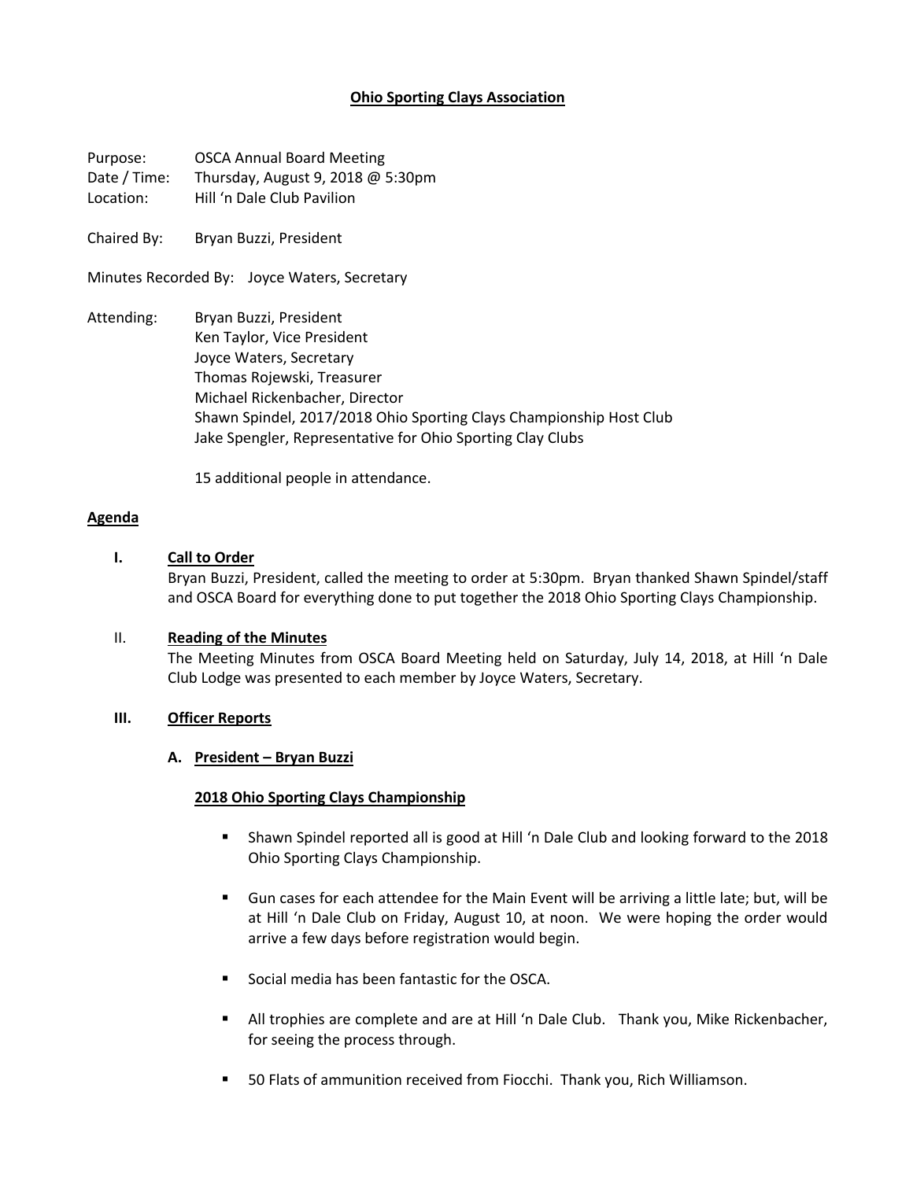# Ohio Sporting Clays Association

Purpose: OSCA Annual Board Meeting
Date / Time: Thursday, August 9, 2018 @ 5:30pm
Location: Hill 'n Dale Club Pavilion

Chaired By: Bryan Buzzi, President

Minutes Recorded By: Joyce Waters, Secretary

Attending:
- Bryan Buzzi, President
- Ken Taylor, Vice President
- Joyce Waters, Secretary
- Thomas Rojewski, Treasurer
- Michael Rickenbacher, Director
- Shawn Spindel, 2017/2018 Ohio Sporting Clays Championship Host Club
- Jake Spengler, Representative for Ohio Sporting Clay Clubs

15 additional people in attendance.

## Agenda

### I. Call to Order

Bryan Buzzi, President, called the meeting to order at 5:30pm. Bryan thanked Shawn Spindel/staff and OSCA Board for everything done to put together the 2018 Ohio Sporting Clays Championship.

### II. Reading of the Minutes

The Meeting Minutes from OSCA Board Meeting held on Saturday, July 14, 2018, at Hill 'n Dale Club Lodge was presented to each member by Joyce Waters, Secretary.

### III. Officer Reports

#### A. President – Bryan Buzzi

**2018 Ohio Sporting Clays Championship**

- Shawn Spindel reported all is good at Hill 'n Dale Club and looking forward to the 2018 Ohio Sporting Clays Championship.
- Gun cases for each attendee for the Main Event will be arriving a little late; but, will be at Hill 'n Dale Club on Friday, August 10, at noon. We were hoping the order would arrive a few days before registration would begin.
- Social media has been fantastic for the OSCA.
- All trophies are complete and are at Hill 'n Dale Club. Thank you, Mike Rickenbacher, for seeing the process through.
- 50 Flats of ammunition received from Fiocchi. Thank you, Rich Williamson.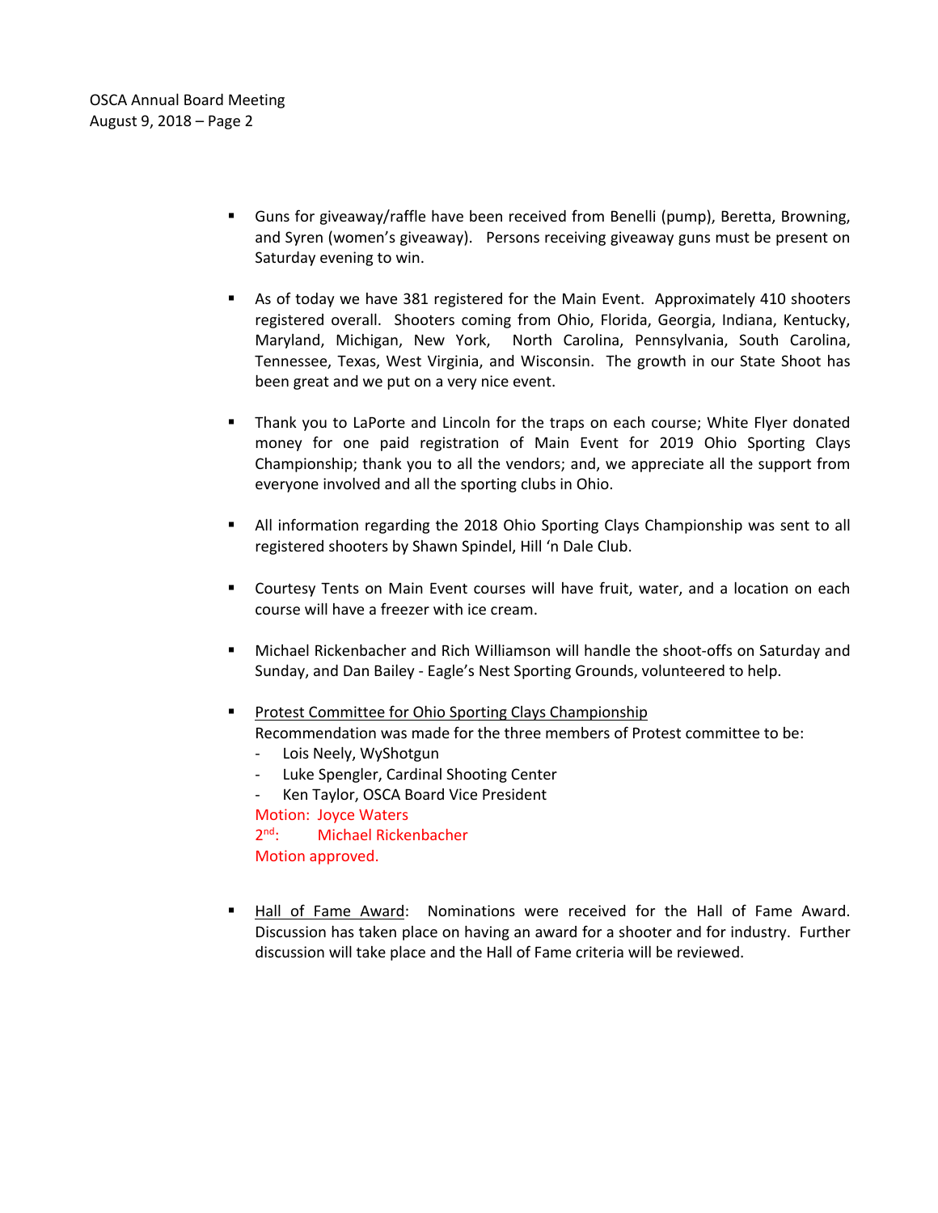- Guns for giveaway/raffle have been received from Benelli (pump), Beretta, Browning, and Syren (women's giveaway). Persons receiving giveaway guns must be present on Saturday evening to win.

- As of today we have 381 registered for the Main Event. Approximately 410 shooters registered overall. Shooters coming from Ohio, Florida, Georgia, Indiana, Kentucky, Maryland, Michigan, New York, North Carolina, Pennsylvania, South Carolina, Tennessee, Texas, West Virginia, and Wisconsin. The growth in our State Shoot has been great and we put on a very nice event.

- Thank you to LaPorte and Lincoln for the traps on each course; White Flyer donated money for one paid registration of Main Event for 2019 Ohio Sporting Clays Championship; thank you to all the vendors; and, we appreciate all the support from everyone involved and all the sporting clubs in Ohio.

- All information regarding the 2018 Ohio Sporting Clays Championship was sent to all registered shooters by Shawn Spindel, Hill 'n Dale Club.

- Courtesy Tents on Main Event courses will have fruit, water, and a location on each course will have a freezer with ice cream.

- Michael Rickenbacher and Rich Williamson will handle the shoot-offs on Saturday and Sunday, and Dan Bailey - Eagle's Nest Sporting Grounds, volunteered to help.

- Protest Committee for Ohio Sporting Clays Championship
  Recommendation was made for the three members of Protest committee to be:
  - Lois Neely, WyShotgun
  - Luke Spengler, Cardinal Shooting Center
  - Ken Taylor, OSCA Board Vice President

  Motion: Joyce Waters
  2nd: Michael Rickenbacher
  Motion approved.

- Hall of Fame Award: Nominations were received for the Hall of Fame Award. Discussion has taken place on having an award for a shooter and for industry. Further discussion will take place and the Hall of Fame criteria will be reviewed.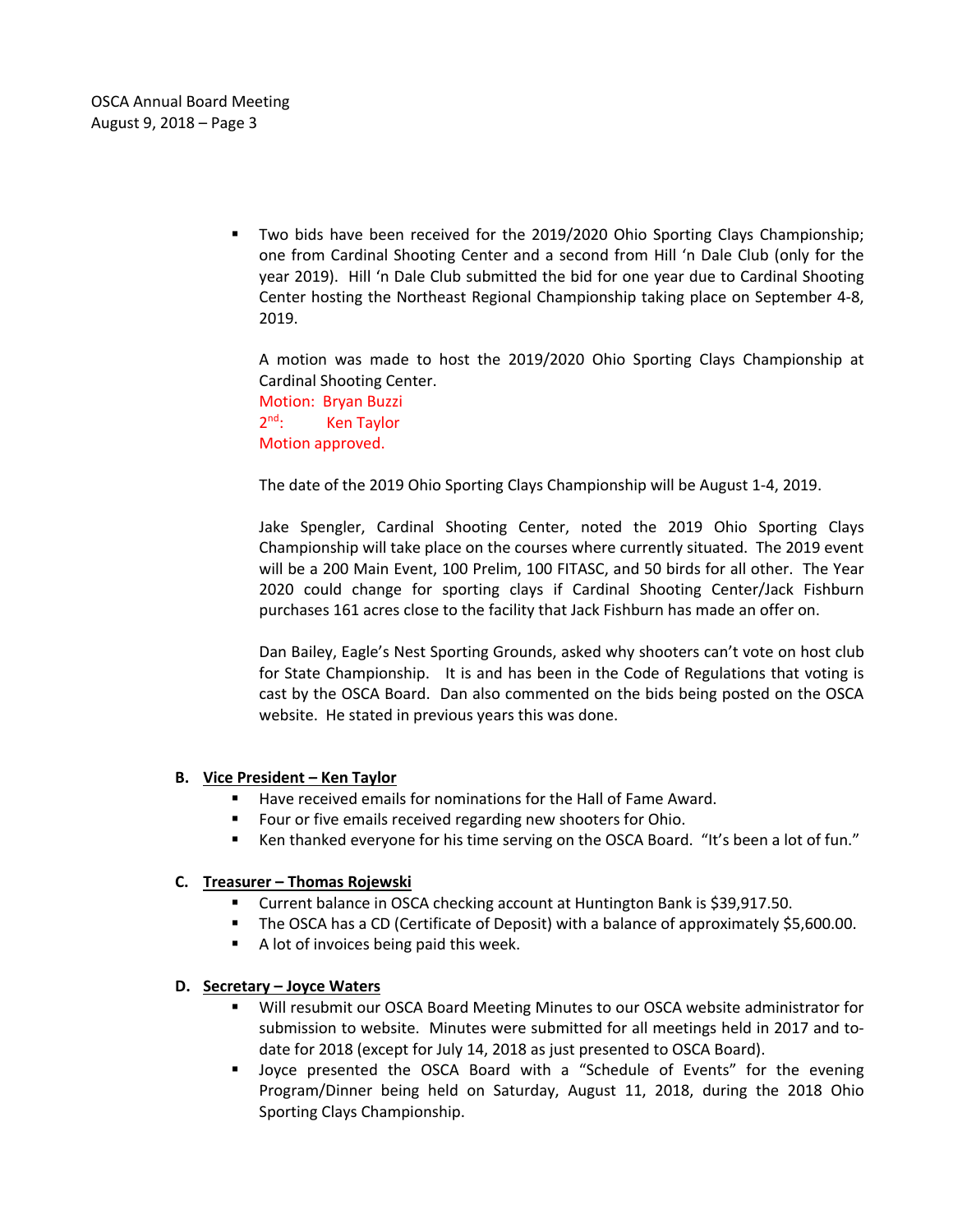- Two bids have been received for the 2019/2020 Ohio Sporting Clays Championship; one from Cardinal Shooting Center and a second from Hill 'n Dale Club (only for the year 2019). Hill 'n Dale Club submitted the bid for one year due to Cardinal Shooting Center hosting the Northeast Regional Championship taking place on September 4-8, 2019.

  A motion was made to host the 2019/2020 Ohio Sporting Clays Championship at Cardinal Shooting Center.
  Motion: Bryan Buzzi
  2nd: Ken Taylor
  Motion approved.

  The date of the 2019 Ohio Sporting Clays Championship will be August 1-4, 2019.

  Jake Spengler, Cardinal Shooting Center, noted the 2019 Ohio Sporting Clays Championship will take place on the courses where currently situated. The 2019 event will be a 200 Main Event, 100 Prelim, 100 FITASC, and 50 birds for all other. The Year 2020 could change for sporting clays if Cardinal Shooting Center/Jack Fishburn purchases 161 acres close to the facility that Jack Fishburn has made an offer on.

  Dan Bailey, Eagle's Nest Sporting Grounds, asked why shooters can't vote on host club for State Championship. It is and has been in the Code of Regulations that voting is cast by the OSCA Board. Dan also commented on the bids being posted on the OSCA website. He stated in previous years this was done.

**B. Vice President – Ken Taylor**

- Have received emails for nominations for the Hall of Fame Award.
- Four or five emails received regarding new shooters for Ohio.
- Ken thanked everyone for his time serving on the OSCA Board. "It's been a lot of fun."

**C. Treasurer – Thomas Rojewski**

- Current balance in OSCA checking account at Huntington Bank is $39,917.50.
- The OSCA has a CD (Certificate of Deposit) with a balance of approximately $5,600.00.
- A lot of invoices being paid this week.

**D. Secretary – Joyce Waters**

- Will resubmit our OSCA Board Meeting Minutes to our OSCA website administrator for submission to website. Minutes were submitted for all meetings held in 2017 and to-date for 2018 (except for July 14, 2018 as just presented to OSCA Board).
- Joyce presented the OSCA Board with a "Schedule of Events" for the evening Program/Dinner being held on Saturday, August 11, 2018, during the 2018 Ohio Sporting Clays Championship.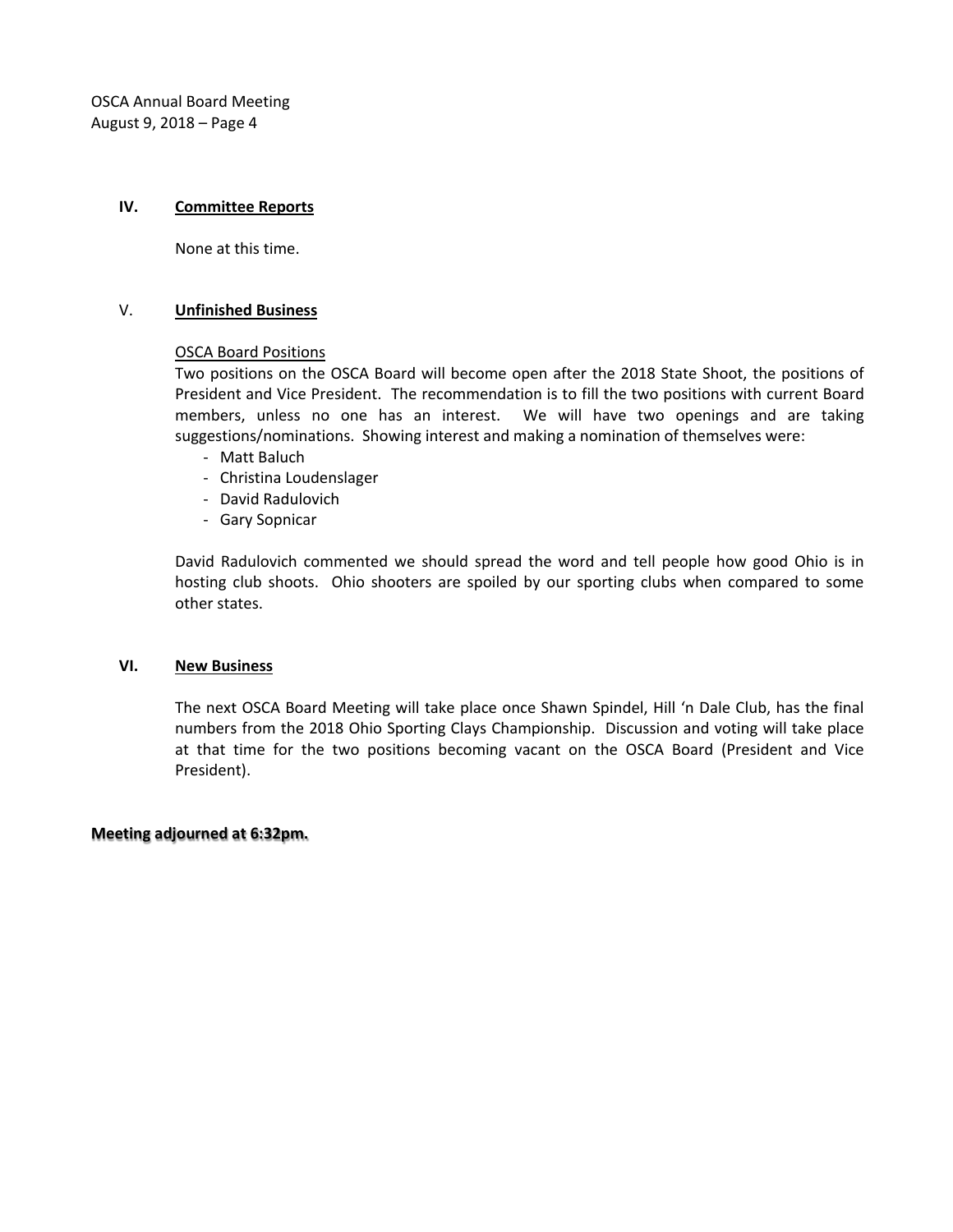## IV. Committee Reports

None at this time.

## V. Unfinished Business

OSCA Board Positions

Two positions on the OSCA Board will become open after the 2018 State Shoot, the positions of President and Vice President. The recommendation is to fill the two positions with current Board members, unless no one has an interest. We will have two openings and are taking suggestions/nominations. Showing interest and making a nomination of themselves were:

- Matt Baluch
- Christina Loudenslager
- David Radulovich
- Gary Sopnicar

David Radulovich commented we should spread the word and tell people how good Ohio is in hosting club shoots. Ohio shooters are spoiled by our sporting clubs when compared to some other states.

## VI. New Business

The next OSCA Board Meeting will take place once Shawn Spindel, Hill 'n Dale Club, has the final numbers from the 2018 Ohio Sporting Clays Championship. Discussion and voting will take place at that time for the two positions becoming vacant on the OSCA Board (President and Vice President).

**Meeting adjourned at 6:32pm.**